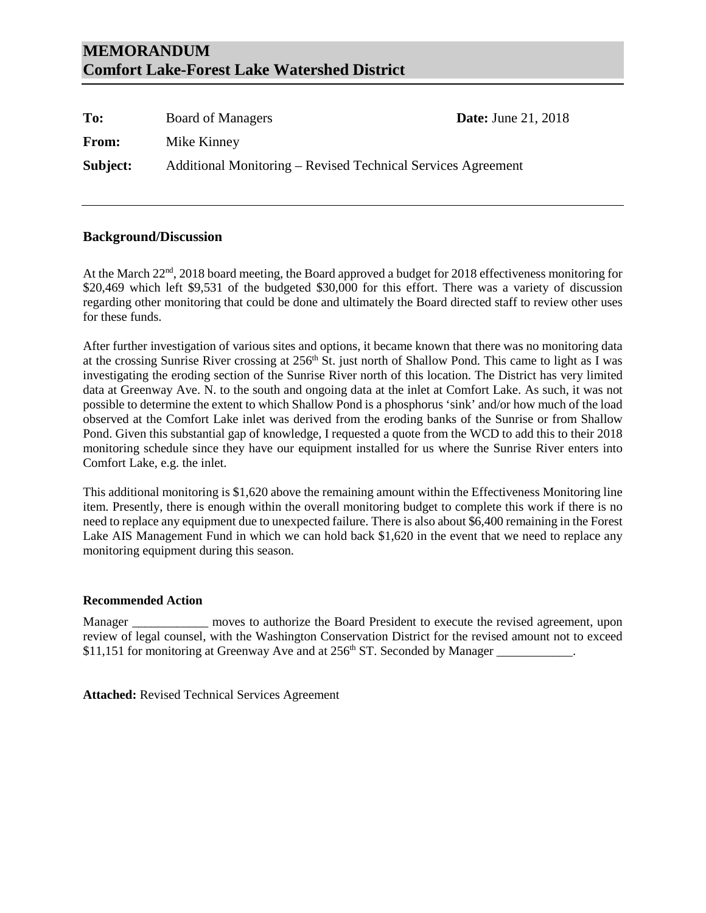# MEMORANDUM
# Comfort Lake-Forest Lake Watershed District

**To:** Board of Managers **Date:** June 21, 2018

**From:** Mike Kinney

**Subject:** Additional Monitoring – Revised Technical Services Agreement

---

### Background/Discussion

At the March 22nd, 2018 board meeting, the Board approved a budget for 2018 effectiveness monitoring for $20,469 which left $9,531 of the budgeted $30,000 for this effort. There was a variety of discussion regarding other monitoring that could be done and ultimately the Board directed staff to review other uses for these funds.

After further investigation of various sites and options, it became known that there was no monitoring data at the crossing Sunrise River crossing at 256th St. just north of Shallow Pond. This came to light as I was investigating the eroding section of the Sunrise River north of this location. The District has very limited data at Greenway Ave. N. to the south and ongoing data at the inlet at Comfort Lake. As such, it was not possible to determine the extent to which Shallow Pond is a phosphorus 'sink' and/or how much of the load observed at the Comfort Lake inlet was derived from the eroding banks of the Sunrise or from Shallow Pond. Given this substantial gap of knowledge, I requested a quote from the WCD to add this to their 2018 monitoring schedule since they have our equipment installed for us where the Sunrise River enters into Comfort Lake, e.g. the inlet.

This additional monitoring is $1,620 above the remaining amount within the Effectiveness Monitoring line item. Presently, there is enough within the overall monitoring budget to complete this work if there is no need to replace any equipment due to unexpected failure. There is also about $6,400 remaining in the Forest Lake AIS Management Fund in which we can hold back $1,620 in the event that we need to replace any monitoring equipment during this season.

### Recommended Action

Manager ____________ moves to authorize the Board President to execute the revised agreement, upon review of legal counsel, with the Washington Conservation District for the revised amount not to exceed $11,151 for monitoring at Greenway Ave and at 256th ST. Seconded by Manager ____________.

**Attached:** Revised Technical Services Agreement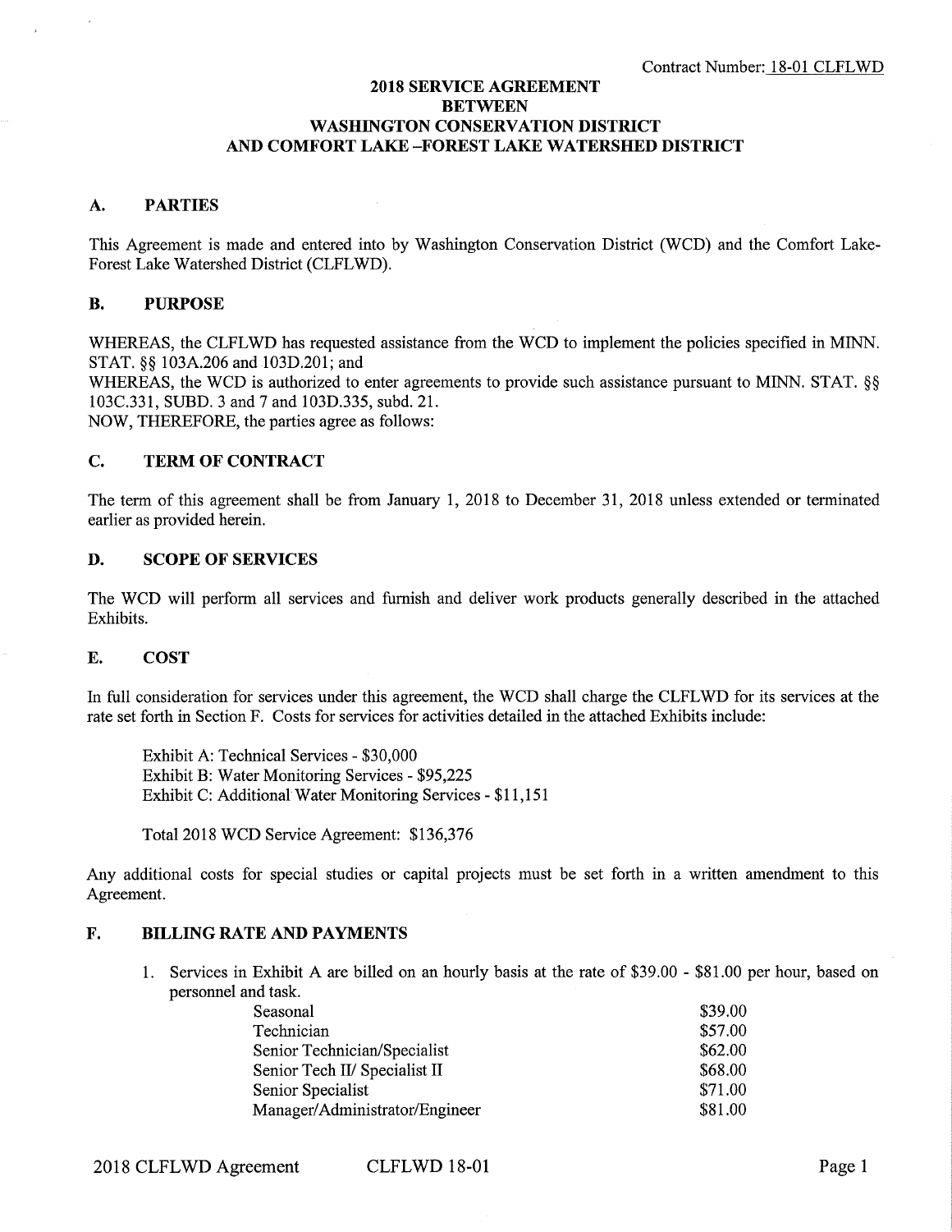Contract Number: 18-01 CLFLWD

# 2018 SERVICE AGREEMENT BETWEEN WASHINGTON CONSERVATION DISTRICT AND COMFORT LAKE –FOREST LAKE WATERSHED DISTRICT

## A. PARTIES

This Agreement is made and entered into by Washington Conservation District (WCD) and the Comfort Lake-Forest Lake Watershed District (CLFLWD).

## B. PURPOSE

WHEREAS, the CLFLWD has requested assistance from the WCD to implement the policies specified in MINN. STAT. §§ 103A.206 and 103D.201; and
WHEREAS, the WCD is authorized to enter agreements to provide such assistance pursuant to MINN. STAT. §§ 103C.331, SUBD. 3 and 7 and 103D.335, subd. 21.
NOW, THEREFORE, the parties agree as follows:

## C. TERM OF CONTRACT

The term of this agreement shall be from January 1, 2018 to December 31, 2018 unless extended or terminated earlier as provided herein.

## D. SCOPE OF SERVICES

The WCD will perform all services and furnish and deliver work products generally described in the attached Exhibits.

## E. COST

In full consideration for services under this agreement, the WCD shall charge the CLFLWD for its services at the rate set forth in Section F. Costs for services for activities detailed in the attached Exhibits include:

Exhibit A: Technical Services - $30,000
Exhibit B: Water Monitoring Services - $95,225
Exhibit C: Additional Water Monitoring Services - $11,151

Total 2018 WCD Service Agreement: $136,376

Any additional costs for special studies or capital projects must be set forth in a written amendment to this Agreement.

## F. BILLING RATE AND PAYMENTS

1. Services in Exhibit A are billed on an hourly basis at the rate of $39.00 - $81.00 per hour, based on personnel and task.

| | |
|---|---|
| Seasonal | $39.00 |
| Technician | $57.00 |
| Senior Technician/Specialist | $62.00 |
| Senior Tech II/ Specialist II | $68.00 |
| Senior Specialist | $71.00 |
| Manager/Administrator/Engineer | $81.00 |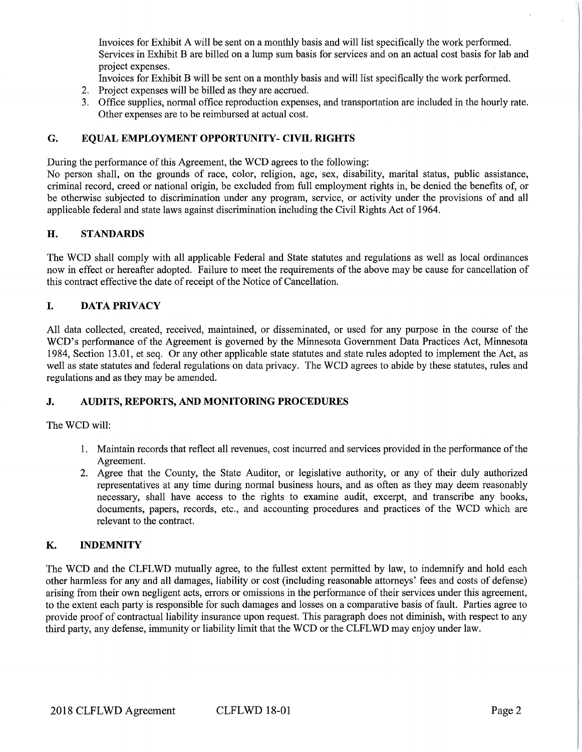Invoices for Exhibit A will be sent on a monthly basis and will list specifically the work performed.
Services in Exhibit B are billed on a lump sum basis for services and on an actual cost basis for lab and project expenses.
Invoices for Exhibit B will be sent on a monthly basis and will list specifically the work performed.

2. Project expenses will be billed as they are accrued.
3. Office supplies, normal office reproduction expenses, and transportation are included in the hourly rate. Other expenses are to be reimbursed at actual cost.

## G. EQUAL EMPLOYMENT OPPORTUNITY- CIVIL RIGHTS

During the performance of this Agreement, the WCD agrees to the following:
No person shall, on the grounds of race, color, religion, age, sex, disability, marital status, public assistance, criminal record, creed or national origin, be excluded from full employment rights in, be denied the benefits of, or be otherwise subjected to discrimination under any program, service, or activity under the provisions of and all applicable federal and state laws against discrimination including the Civil Rights Act of 1964.

## H. STANDARDS

The WCD shall comply with all applicable Federal and State statutes and regulations as well as local ordinances now in effect or hereafter adopted. Failure to meet the requirements of the above may be cause for cancellation of this contract effective the date of receipt of the Notice of Cancellation.

## I. DATA PRIVACY

All data collected, created, received, maintained, or disseminated, or used for any purpose in the course of the WCD's performance of the Agreement is governed by the Minnesota Government Data Practices Act, Minnesota 1984, Section 13.01, et seq. Or any other applicable state statutes and state rules adopted to implement the Act, as well as state statutes and federal regulations on data privacy. The WCD agrees to abide by these statutes, rules and regulations and as they may be amended.

## J. AUDITS, REPORTS, AND MONITORING PROCEDURES

The WCD will:

1. Maintain records that reflect all revenues, cost incurred and services provided in the performance of the Agreement.
2. Agree that the County, the State Auditor, or legislative authority, or any of their duly authorized representatives at any time during normal business hours, and as often as they may deem reasonably necessary, shall have access to the rights to examine audit, excerpt, and transcribe any books, documents, papers, records, etc., and accounting procedures and practices of the WCD which are relevant to the contract.

## K. INDEMNITY

The WCD and the CLFLWD mutually agree, to the fullest extent permitted by law, to indemnify and hold each other harmless for any and all damages, liability or cost (including reasonable attorneys' fees and costs of defense) arising from their own negligent acts, errors or omissions in the performance of their services under this agreement, to the extent each party is responsible for such damages and losses on a comparative basis of fault. Parties agree to provide proof of contractual liability insurance upon request. This paragraph does not diminish, with respect to any third party, any defense, immunity or liability limit that the WCD or the CLFLWD may enjoy under law.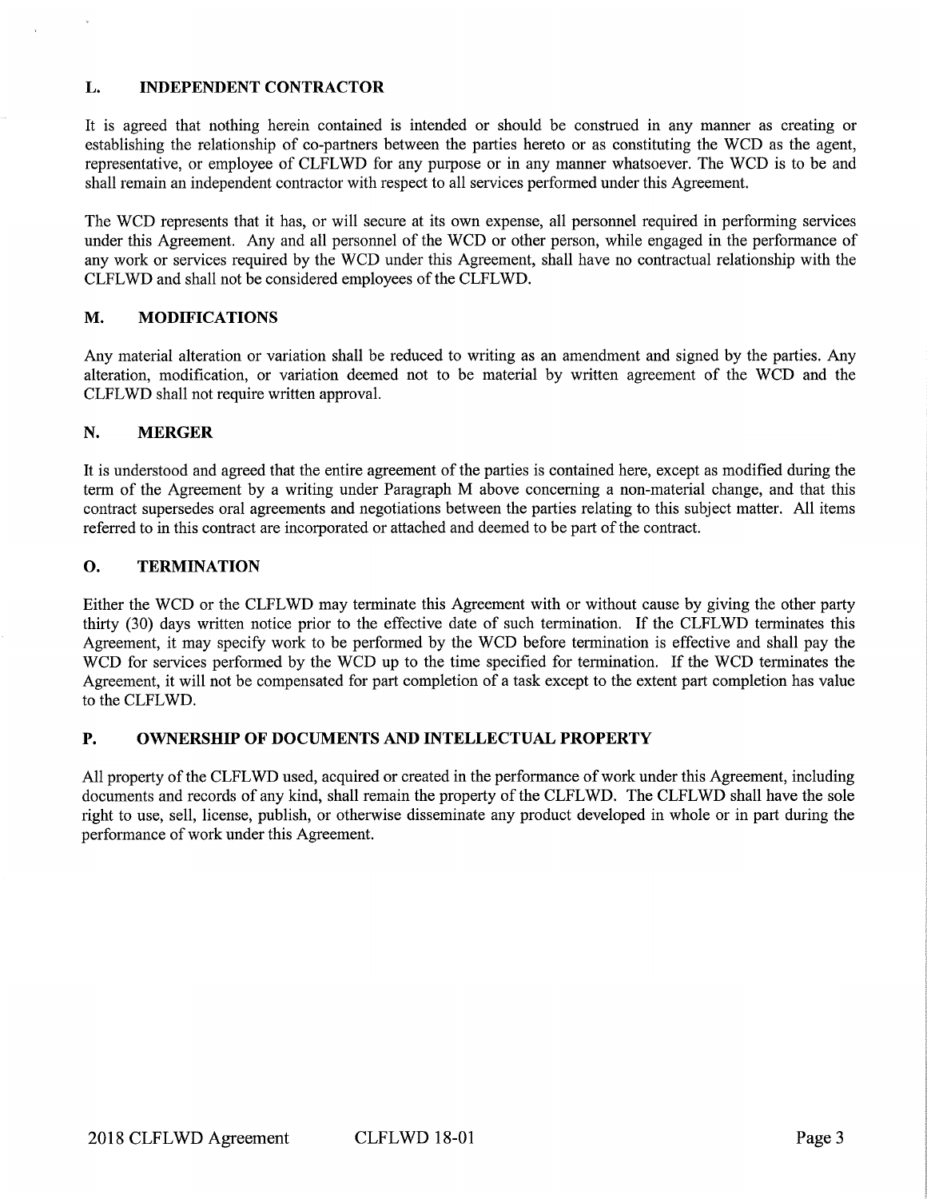## L. INDEPENDENT CONTRACTOR

It is agreed that nothing herein contained is intended or should be construed in any manner as creating or establishing the relationship of co-partners between the parties hereto or as constituting the WCD as the agent, representative, or employee of CLFLWD for any purpose or in any manner whatsoever. The WCD is to be and shall remain an independent contractor with respect to all services performed under this Agreement.

The WCD represents that it has, or will secure at its own expense, all personnel required in performing services under this Agreement. Any and all personnel of the WCD or other person, while engaged in the performance of any work or services required by the WCD under this Agreement, shall have no contractual relationship with the CLFLWD and shall not be considered employees of the CLFLWD.

## M. MODIFICATIONS

Any material alteration or variation shall be reduced to writing as an amendment and signed by the parties. Any alteration, modification, or variation deemed not to be material by written agreement of the WCD and the CLFLWD shall not require written approval.

## N. MERGER

It is understood and agreed that the entire agreement of the parties is contained here, except as modified during the term of the Agreement by a writing under Paragraph M above concerning a non-material change, and that this contract supersedes oral agreements and negotiations between the parties relating to this subject matter. All items referred to in this contract are incorporated or attached and deemed to be part of the contract.

## O. TERMINATION

Either the WCD or the CLFLWD may terminate this Agreement with or without cause by giving the other party thirty (30) days written notice prior to the effective date of such termination. If the CLFLWD terminates this Agreement, it may specify work to be performed by the WCD before termination is effective and shall pay the WCD for services performed by the WCD up to the time specified for termination. If the WCD terminates the Agreement, it will not be compensated for part completion of a task except to the extent part completion has value to the CLFLWD.

## P. OWNERSHIP OF DOCUMENTS AND INTELLECTUAL PROPERTY

All property of the CLFLWD used, acquired or created in the performance of work under this Agreement, including documents and records of any kind, shall remain the property of the CLFLWD. The CLFLWD shall have the sole right to use, sell, license, publish, or otherwise disseminate any product developed in whole or in part during the performance of work under this Agreement.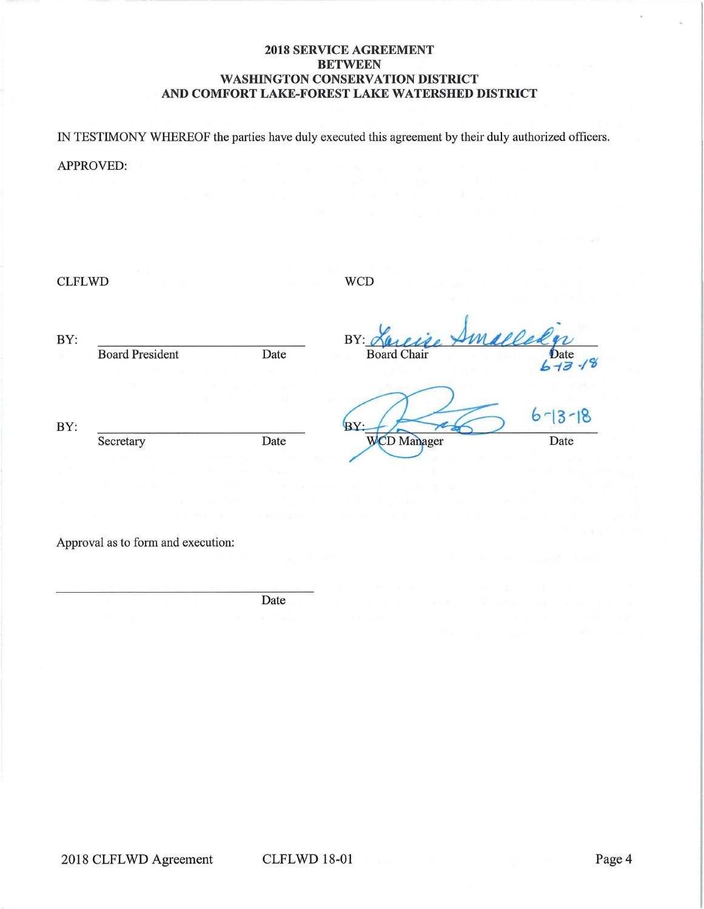**2018 SERVICE AGREEMENT**
**BETWEEN**
**WASHINGTON CONSERVATION DISTRICT**
**AND COMFORT LAKE-FOREST LAKE WATERSHED DISTRICT**

IN TESTIMONY WHEREOF the parties have duly executed this agreement by their duly authorized officers.

APPROVED:

| CLFLWD | | WCD | |
|---|---|---|---|
| BY: ______________________ | | BY: *Louise Smallidge* | 6-13-18 |
| Board President | Date | Board Chair | Date |
| BY: ______________________ | | BY: *[signature]* | 6-13-18 |
| Secretary | Date | WCD Manager | Date |

Approval as to form and execution:

______________________________________
Date

2018 CLFLWD Agreement CLFLWD 18-01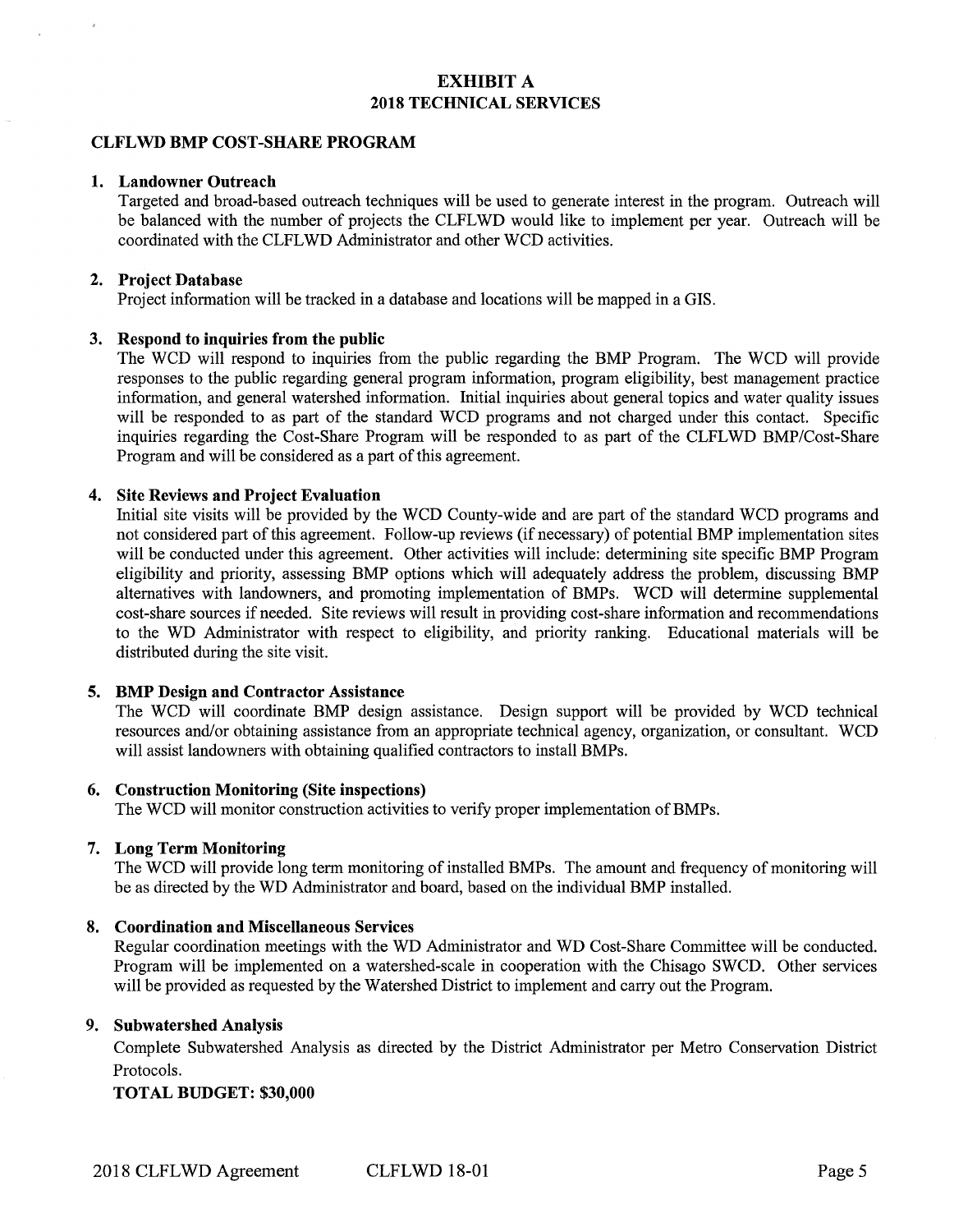# EXHIBIT A
## 2018 TECHNICAL SERVICES

### CLFLWD BMP COST-SHARE PROGRAM

1. **Landowner Outreach**
   Targeted and broad-based outreach techniques will be used to generate interest in the program. Outreach will be balanced with the number of projects the CLFLWD would like to implement per year. Outreach will be coordinated with the CLFLWD Administrator and other WCD activities.

2. **Project Database**
   Project information will be tracked in a database and locations will be mapped in a GIS.

3. **Respond to inquiries from the public**
   The WCD will respond to inquiries from the public regarding the BMP Program. The WCD will provide responses to the public regarding general program information, program eligibility, best management practice information, and general watershed information. Initial inquiries about general topics and water quality issues will be responded to as part of the standard WCD programs and not charged under this contact. Specific inquiries regarding the Cost-Share Program will be responded to as part of the CLFLWD BMP/Cost-Share Program and will be considered as a part of this agreement.

4. **Site Reviews and Project Evaluation**
   Initial site visits will be provided by the WCD County-wide and are part of the standard WCD programs and not considered part of this agreement. Follow-up reviews (if necessary) of potential BMP implementation sites will be conducted under this agreement. Other activities will include: determining site specific BMP Program eligibility and priority, assessing BMP options which will adequately address the problem, discussing BMP alternatives with landowners, and promoting implementation of BMPs. WCD will determine supplemental cost-share sources if needed. Site reviews will result in providing cost-share information and recommendations to the WD Administrator with respect to eligibility, and priority ranking. Educational materials will be distributed during the site visit.

5. **BMP Design and Contractor Assistance**
   The WCD will coordinate BMP design assistance. Design support will be provided by WCD technical resources and/or obtaining assistance from an appropriate technical agency, organization, or consultant. WCD will assist landowners with obtaining qualified contractors to install BMPs.

6. **Construction Monitoring (Site inspections)**
   The WCD will monitor construction activities to verify proper implementation of BMPs.

7. **Long Term Monitoring**
   The WCD will provide long term monitoring of installed BMPs. The amount and frequency of monitoring will be as directed by the WD Administrator and board, based on the individual BMP installed.

8. **Coordination and Miscellaneous Services**
   Regular coordination meetings with the WD Administrator and WD Cost-Share Committee will be conducted. Program will be implemented on a watershed-scale in cooperation with the Chisago SWCD. Other services will be provided as requested by the Watershed District to implement and carry out the Program.

9. **Subwatershed Analysis**
   Complete Subwatershed Analysis as directed by the District Administrator per Metro Conservation District Protocols.

**TOTAL BUDGET: $30,000**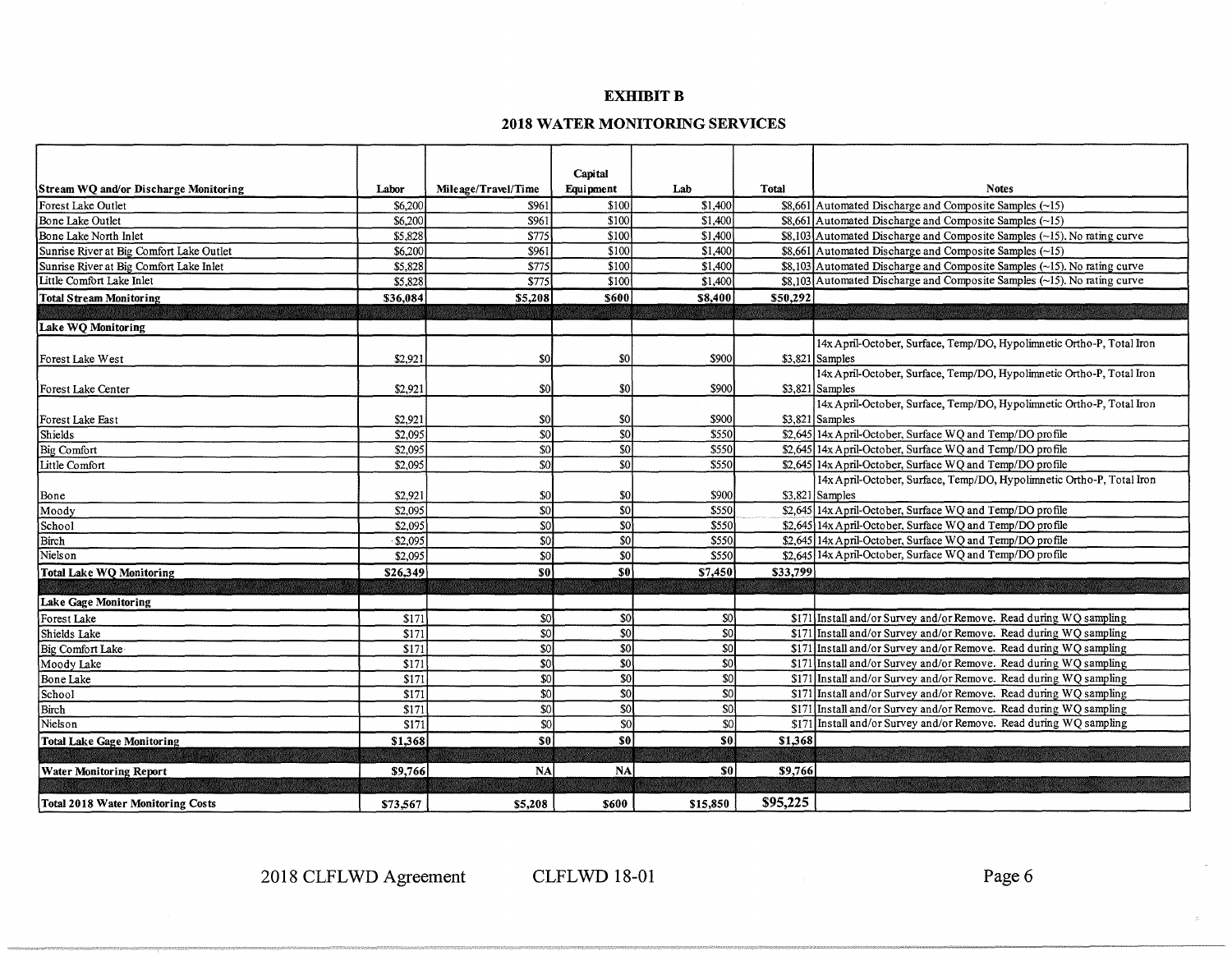# EXHIBIT B

## 2018 WATER MONITORING SERVICES

| Stream WQ and/or Discharge Monitoring | Labor | Mileage/Travel/Time | Capital Equipment | Lab | Total | Notes |
|---|---|---|---|---|---|---|
| Forest Lake Outlet | $6,200 | $961 | $100 | $1,400 | $8,661 | Automated Discharge and Composite Samples (~15) |
| Bone Lake Outlet | $6,200 | $961 | $100 | $1,400 | $8,661 | Automated Discharge and Composite Samples (~15) |
| Bone Lake North Inlet | $5,828 | $775 | $100 | $1,400 | $8,103 | Automated Discharge and Composite Samples (~15). No rating curve |
| Sunrise River at Big Comfort Lake Outlet | $6,200 | $961 | $100 | $1,400 | $8,661 | Automated Discharge and Composite Samples (~15) |
| Sunrise River at Big Comfort Lake Inlet | $5,828 | $775 | $100 | $1,400 | $8,103 | Automated Discharge and Composite Samples (~15). No rating curve |
| Little Comfort Lake Inlet | $5,828 | $775 | $100 | $1,400 | $8,103 | Automated Discharge and Composite Samples (~15). No rating curve |
| **Total Stream Monitoring** | **$36,084** | **$5,208** | **$600** | **$8,400** | **$50,292** | |
| **Lake WQ Monitoring** | | | | | | |
| Forest Lake West | $2,921 | $0 | $0 | $900 | $3,821 | 14x April-October, Surface, Temp/DO, Hypolimnetic Ortho-P, Total Iron Samples |
| Forest Lake Center | $2,921 | $0 | $0 | $900 | $3,821 | 14x April-October, Surface, Temp/DO, Hypolimnetic Ortho-P, Total Iron Samples |
| Forest Lake East | $2,921 | $0 | $0 | $900 | $3,821 | 14x April-October, Surface, Temp/DO, Hypolimnetic Ortho-P, Total Iron Samples |
| Shields | $2,095 | $0 | $0 | $550 | $2,645 | 14x April-October, Surface WQ and Temp/DO profile |
| Big Comfort | $2,095 | $0 | $0 | $550 | $2,645 | 14x April-October, Surface WQ and Temp/DO profile |
| Little Comfort | $2,095 | $0 | $0 | $550 | $2,645 | 14x April-October, Surface WQ and Temp/DO profile |
| Bone | $2,921 | $0 | $0 | $900 | $3,821 | 14x April-October, Surface, Temp/DO, Hypolimnetic Ortho-P, Total Iron Samples |
| Moody | $2,095 | $0 | $0 | $550 | $2,645 | 14x April-October, Surface WQ and Temp/DO profile |
| School | $2,095 | $0 | $0 | $550 | $2,645 | 14x April-October, Surface WQ and Temp/DO profile |
| Birch | $2,095 | $0 | $0 | $550 | $2,645 | 14x April-October, Surface WQ and Temp/DO profile |
| Nielson | $2,095 | $0 | $0 | $550 | $2,645 | 14x April-October, Surface WQ and Temp/DO profile |
| **Total Lake WQ Monitoring** | **$26,349** | **$0** | **$0** | **$7,450** | **$33,799** | |
| **Lake Gage Monitoring** | | | | | | |
| Forest Lake | $171 | $0 | $0 | $0 | $171 | Install and/or Survey and/or Remove. Read during WQ sampling |
| Shields Lake | $171 | $0 | $0 | $0 | $171 | Install and/or Survey and/or Remove. Read during WQ sampling |
| Big Comfort Lake | $171 | $0 | $0 | $0 | $171 | Install and/or Survey and/or Remove. Read during WQ sampling |
| Moody Lake | $171 | $0 | $0 | $0 | $171 | Install and/or Survey and/or Remove. Read during WQ sampling |
| Bone Lake | $171 | $0 | $0 | $0 | $171 | Install and/or Survey and/or Remove. Read during WQ sampling |
| School | $171 | $0 | $0 | $0 | $171 | Install and/or Survey and/or Remove. Read during WQ sampling |
| Birch | $171 | $0 | $0 | $0 | $171 | Install and/or Survey and/or Remove. Read during WQ sampling |
| Nielson | $171 | $0 | $0 | $0 | $171 | Install and/or Survey and/or Remove. Read during WQ sampling |
| **Total Lake Gage Monitoring** | **$1,368** | **$0** | **$0** | **$0** | **$1,368** | |
| **Water Monitoring Report** | **$9,766** | **NA** | **NA** | **$0** | **$9,766** | |
| **Total 2018 Water Monitoring Costs** | **$73,567** | **$5,208** | **$600** | **$15,850** | **$95,225** | |

2018 CLFLWD Agreement CLFLWD 18-01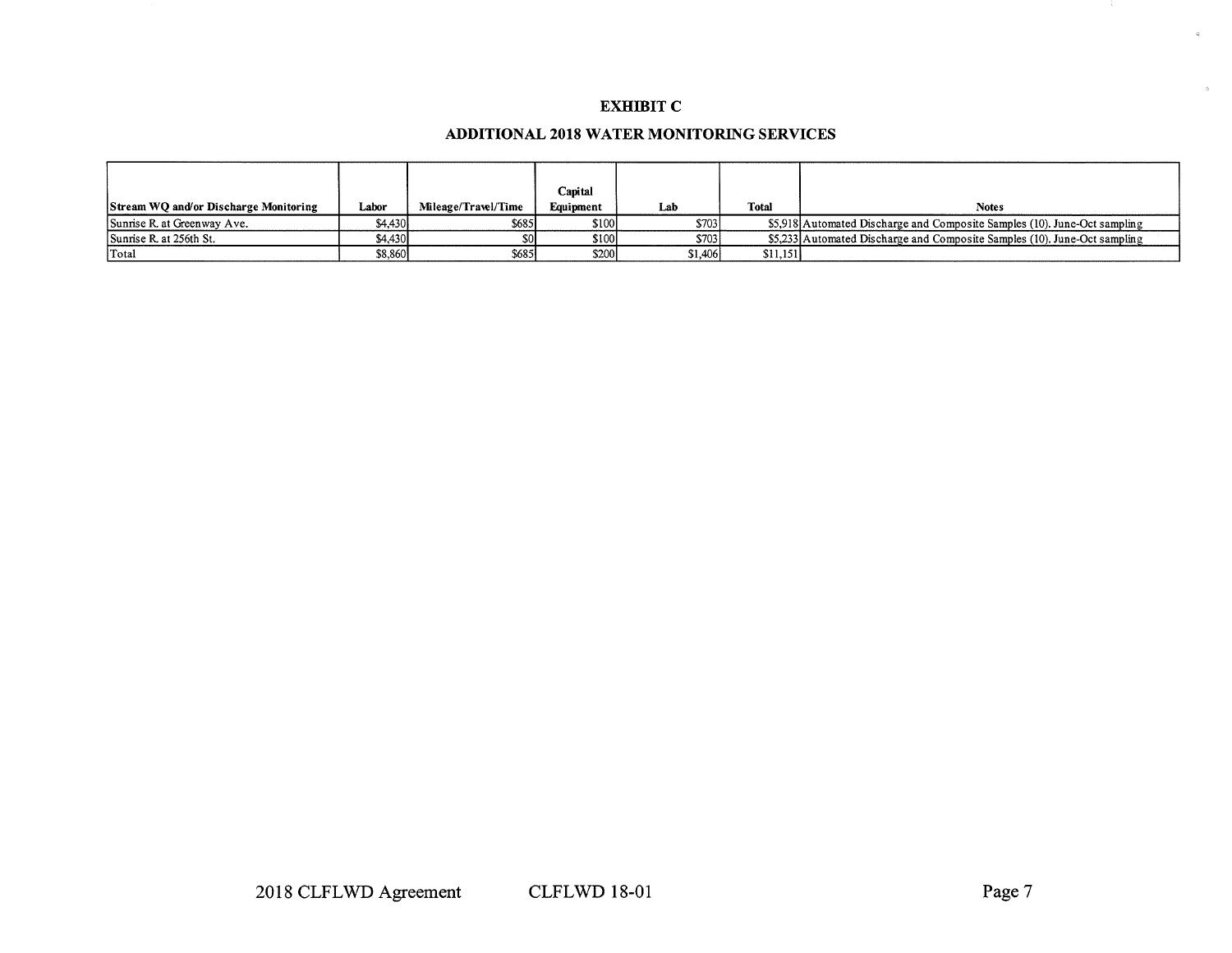## EXHIBIT C

## ADDITIONAL 2018 WATER MONITORING SERVICES

| Stream WQ and/or Discharge Monitoring | Labor | Mileage/Travel/Time | Capital Equipment | Lab | Total | Notes |
|---|---|---|---|---|---|---|
| Sunrise R. at Greenway Ave. | $4,430 | $685 | $100 | $703 | $5,918 | Automated Discharge and Composite Samples (10). June-Oct sampling |
| Sunrise R. at 256th St. | $4,430 | $0 | $100 | $703 | $5,233 | Automated Discharge and Composite Samples (10). June-Oct sampling |
| Total | $8,860 | $685 | $200 | $1,406 | $11,151 | |